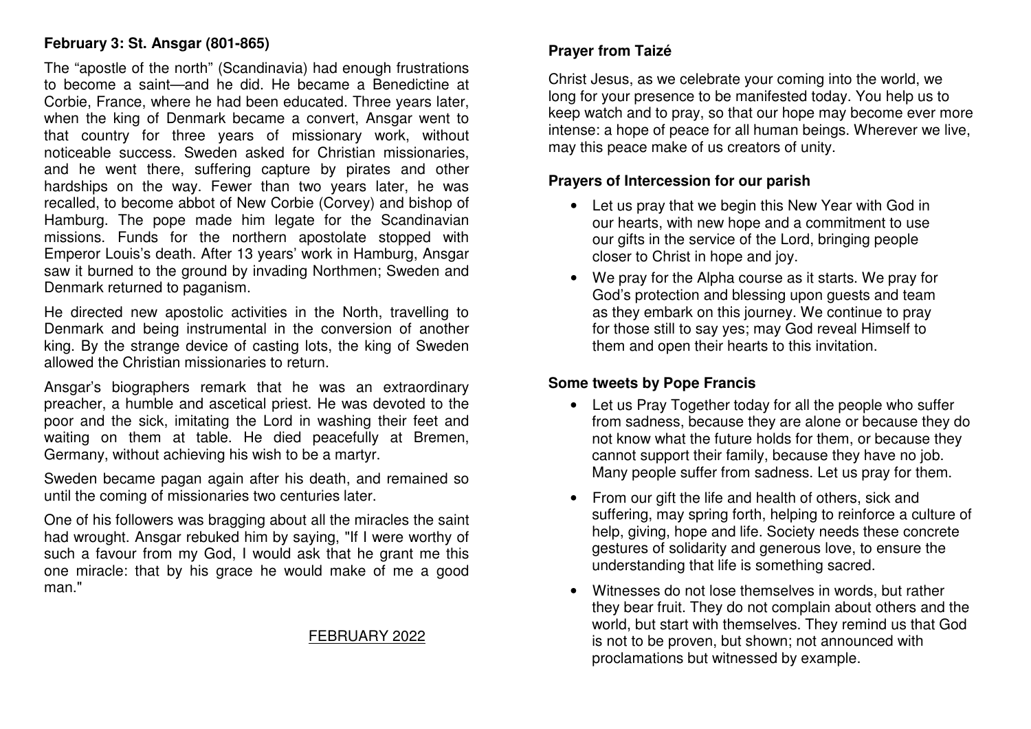**February 3: St. Ansgar (801-865)**

The "apostle of the north" (Scandinavia) had enough frustrations to become a saint—and he did. He became a Benedictine at Corbie, France, where he had been educated. Three years later, when the king of Denmark became a convert, Ansgar went to that country for three years of missionary work, without noticeable success. Sweden asked for Christian missionaries, and he went there, suffering capture by pirates and other hardships on the way. Fewer than two years later, he was recalled, to become abbot of New Corbie (Corvey) and bishop of Hamburg. The pope made him legate for the Scandinavian missions. Funds for the northern apostolate stopped with Emperor Louis's death. After 13 years' work in Hamburg, Ansgar saw it burned to the ground by invading Northmen; Sweden and Denmark returned to paganism.

He directed new apostolic activities in the North, travelling to Denmark and being instrumental in the conversion of another king. By the strange device of casting lots, the king of Sweden allowed the Christian missionaries to return.

Ansgar's biographers remark that he was an extraordinary preacher, a humble and ascetical priest. He was devoted to the poor and the sick, imitating the Lord in washing their feet and waiting on them at table. He died peacefully at Bremen, Germany, without achieving his wish to be a martyr.

Sweden became pagan again after his death, and remained so until the coming of missionaries two centuries later.

One of his followers was bragging about all the miracles the saint had wrought. Ansgar rebuked him by saying, "If I were worthy of such a favour from my God, I would ask that he grant me this one miracle: that by his grace he would make of me a good man."

FEBRUARY 2022

**Prayer from Taizé**

Christ Jesus, as we celebrate your coming into the world, we long for your presence to be manifested today. You help us to keep watch and to pray, so that our hope may become ever more intense: a hope of peace for all human beings. Wherever we live, may this peace make of us creators of unity.

**Prayers of Intercession for our parish**

- Let us pray that we begin this New Year with God in our hearts, with new hope and a commitment to use our gifts in the service of the Lord, bringing people closer to Christ in hope and joy.
- We pray for the Alpha course as it starts. We pray for God's protection and blessing upon guests and team as they embark on this journey. We continue to pray for those still to say yes; may God reveal Himself to them and open their hearts to this invitation.

**Some tweets by Pope Francis**

- Let us Pray Together today for all the people who suffer from sadness, because they are alone or because they do not know what the future holds for them, or because they cannot support their family, because they have no job. Many people suffer from sadness. Let us pray for them.
- From our gift the life and health of others, sick and suffering, may spring forth, helping to reinforce a culture of help, giving, hope and life. Society needs these concrete gestures of solidarity and generous love, to ensure the understanding that life is something sacred.
- Witnesses do not lose themselves in words, but rather they bear fruit. They do not complain about others and the world, but start with themselves. They remind us that God is not to be proven, but shown; not announced with proclamations but witnessed by example.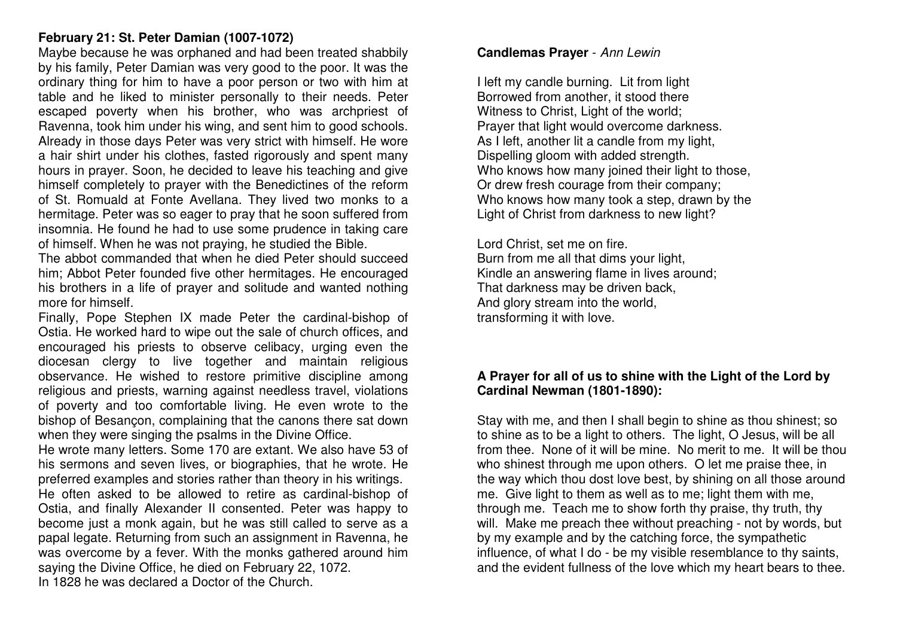**February 21: St. Peter Damian (1007-1072)**

Maybe because he was orphaned and had been treated shabbily by his family, Peter Damian was very good to the poor. It was the ordinary thing for him to have a poor person or two with him at table and he liked to minister personally to their needs. Peter escaped poverty when his brother, who was archpriest of Ravenna, took him under his wing, and sent him to good schools. Already in those days Peter was very strict with himself. He wore a hair shirt under his clothes, fasted rigorously and spent many hours in prayer. Soon, he decided to leave his teaching and give himself completely to prayer with the Benedictines of the reform of St. Romuald at Fonte Avellana. They lived two monks to a hermitage. Peter was so eager to pray that he soon suffered from insomnia. He found he had to use some prudence in taking care of himself. When he was not praying, he studied the Bible.

The abbot commanded that when he died Peter should succeed him; Abbot Peter founded five other hermitages. He encouraged his brothers in a life of prayer and solitude and wanted nothing more for himself.

Finally, Pope Stephen IX made Peter the cardinal-bishop of Ostia. He worked hard to wipe out the sale of church offices, and encouraged his priests to observe celibacy, urging even the diocesan clergy to live together and maintain religious observance. He wished to restore primitive discipline among religious and priests, warning against needless travel, violations of poverty and too comfortable living. He even wrote to the bishop of Besançon, complaining that the canons there sat down when they were singing the psalms in the Divine Office.

He wrote many letters. Some 170 are extant. We also have 53 of his sermons and seven lives, or biographies, that he wrote. He preferred examples and stories rather than theory in his writings.

He often asked to be allowed to retire as cardinal-bishop of Ostia, and finally Alexander II consented. Peter was happy to become just a monk again, but he was still called to serve as a papal legate. Returning from such an assignment in Ravenna, he was overcome by a fever. With the monks gathered around him saying the Divine Office, he died on February 22, 1072.

In 1828 he was declared a Doctor of the Church.

**Candlemas Prayer** - *Ann Lewin*

I left my candle burning. Lit from light
Borrowed from another, it stood there
Witness to Christ, Light of the world;
Prayer that light would overcome darkness.
As I left, another lit a candle from my light,
Dispelling gloom with added strength.
Who knows how many joined their light to those,
Or drew fresh courage from their company;
Who knows how many took a step, drawn by the
Light of Christ from darkness to new light?

Lord Christ, set me on fire.
Burn from me all that dims your light,
Kindle an answering flame in lives around;
That darkness may be driven back,
And glory stream into the world,
transforming it with love.

**A Prayer for all of us to shine with the Light of the Lord by Cardinal Newman (1801-1890):**

Stay with me, and then I shall begin to shine as thou shinest; so to shine as to be a light to others. The light, O Jesus, will be all from thee. None of it will be mine. No merit to me. It will be thou who shinest through me upon others. O let me praise thee, in the way which thou dost love best, by shining on all those around me. Give light to them as well as to me; light them with me, through me. Teach me to show forth thy praise, thy truth, thy will. Make me preach thee without preaching - not by words, but by my example and by the catching force, the sympathetic influence, of what I do - be my visible resemblance to thy saints, and the evident fullness of the love which my heart bears to thee.